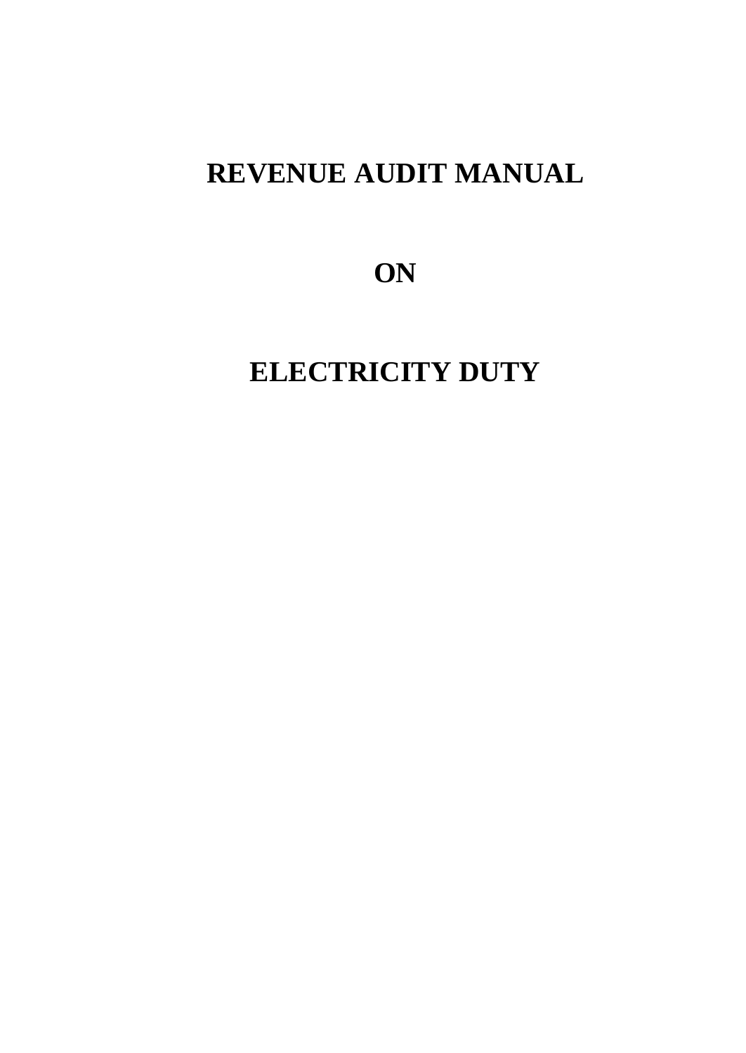# REVENUE AUDIT MANUAL

# ON

# ELECTRICITY DUTY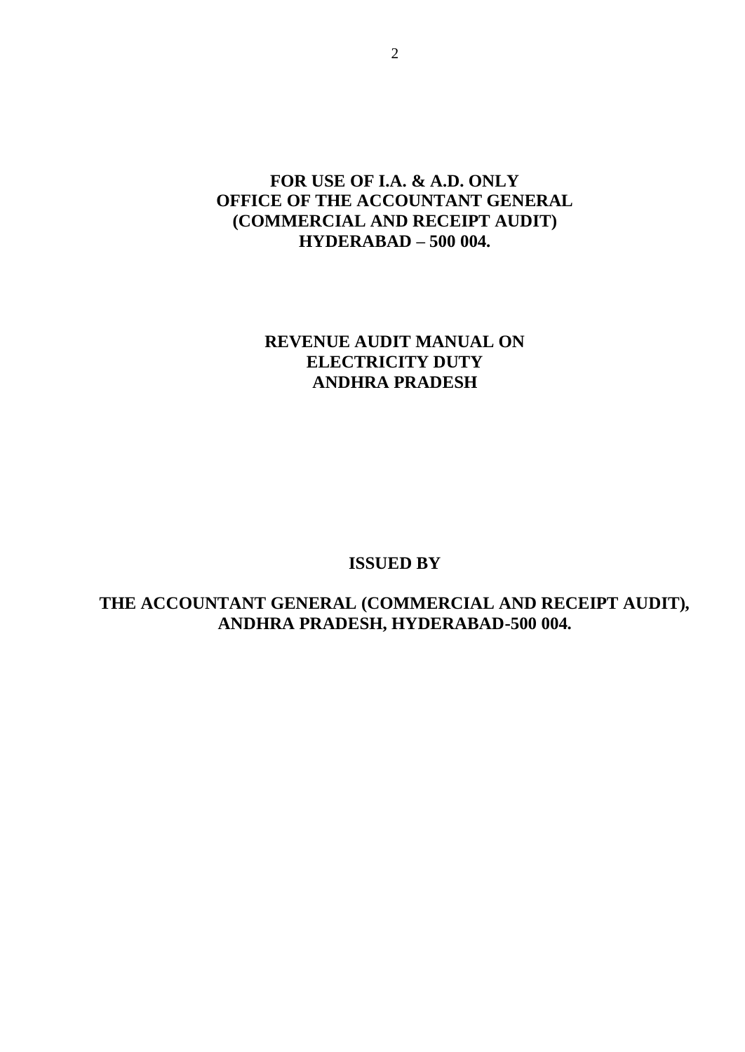**FOR USE OF I.A. & A.D. ONLY**
**OFFICE OF THE ACCOUNTANT GENERAL**
**(COMMERCIAL AND RECEIPT AUDIT)**
**HYDERABAD – 500 004.**

# REVENUE AUDIT MANUAL ON ELECTRICITY DUTY ANDHRA PRADESH

**ISSUED BY**

**THE ACCOUNTANT GENERAL (COMMERCIAL AND RECEIPT AUDIT), ANDHRA PRADESH, HYDERABAD-500 004.**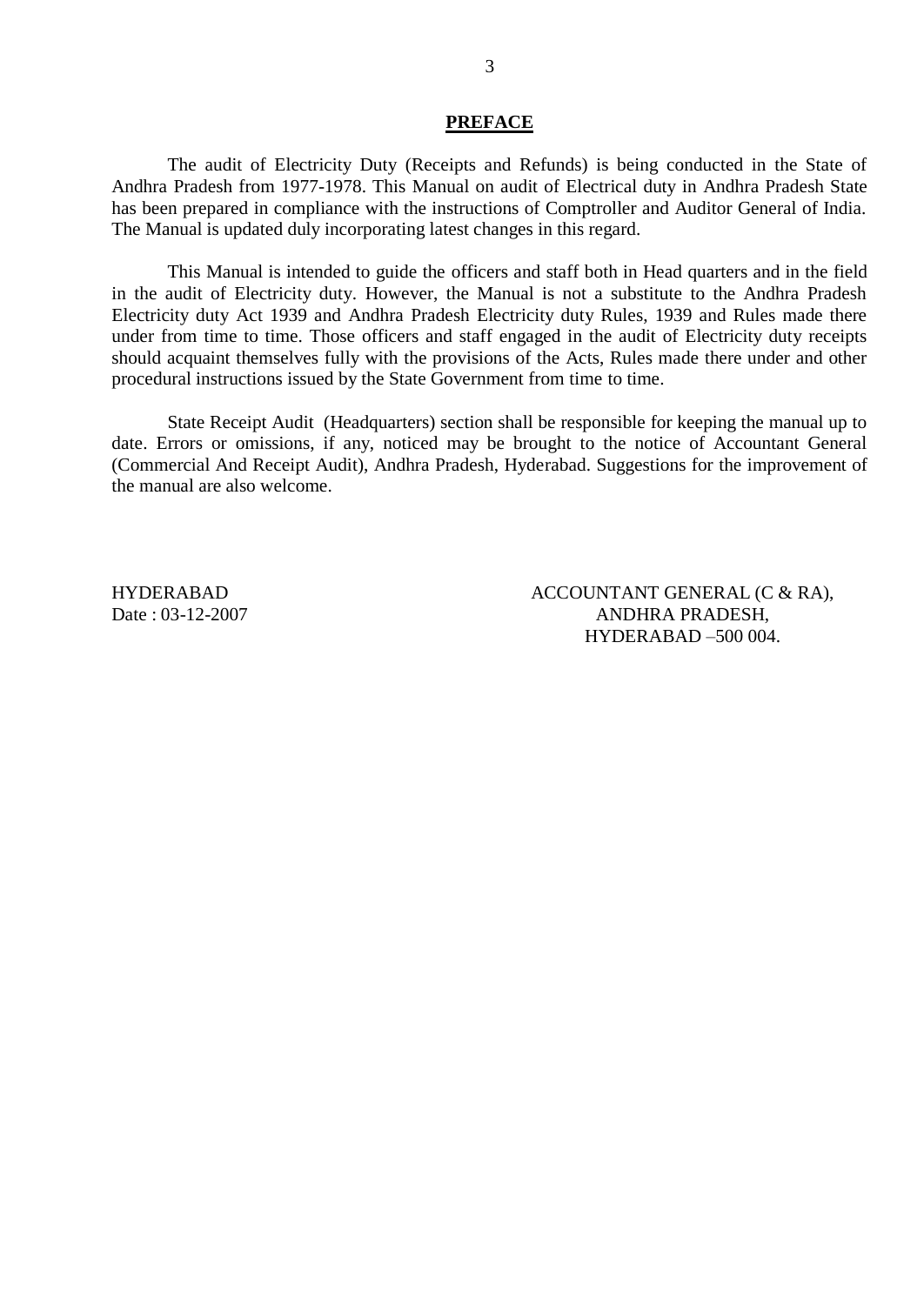## PREFACE

The audit of Electricity Duty (Receipts and Refunds) is being conducted in the State of Andhra Pradesh from 1977-1978. This Manual on audit of Electrical duty in Andhra Pradesh State has been prepared in compliance with the instructions of Comptroller and Auditor General of India. The Manual is updated duly incorporating latest changes in this regard.

This Manual is intended to guide the officers and staff both in Head quarters and in the field in the audit of Electricity duty. However, the Manual is not a substitute to the Andhra Pradesh Electricity duty Act 1939 and Andhra Pradesh Electricity duty Rules, 1939 and Rules made there under from time to time. Those officers and staff engaged in the audit of Electricity duty receipts should acquaint themselves fully with the provisions of the Acts, Rules made there under and other procedural instructions issued by the State Government from time to time.

State Receipt Audit (Headquarters) section shall be responsible for keeping the manual up to date. Errors or omissions, if any, noticed may be brought to the notice of Accountant General (Commercial And Receipt Audit), Andhra Pradesh, Hyderabad. Suggestions for the improvement of the manual are also welcome.

HYDERABAD
Date : 03-12-2007

ACCOUNTANT GENERAL (C & RA),
ANDHRA PRADESH,
HYDERABAD –500 004.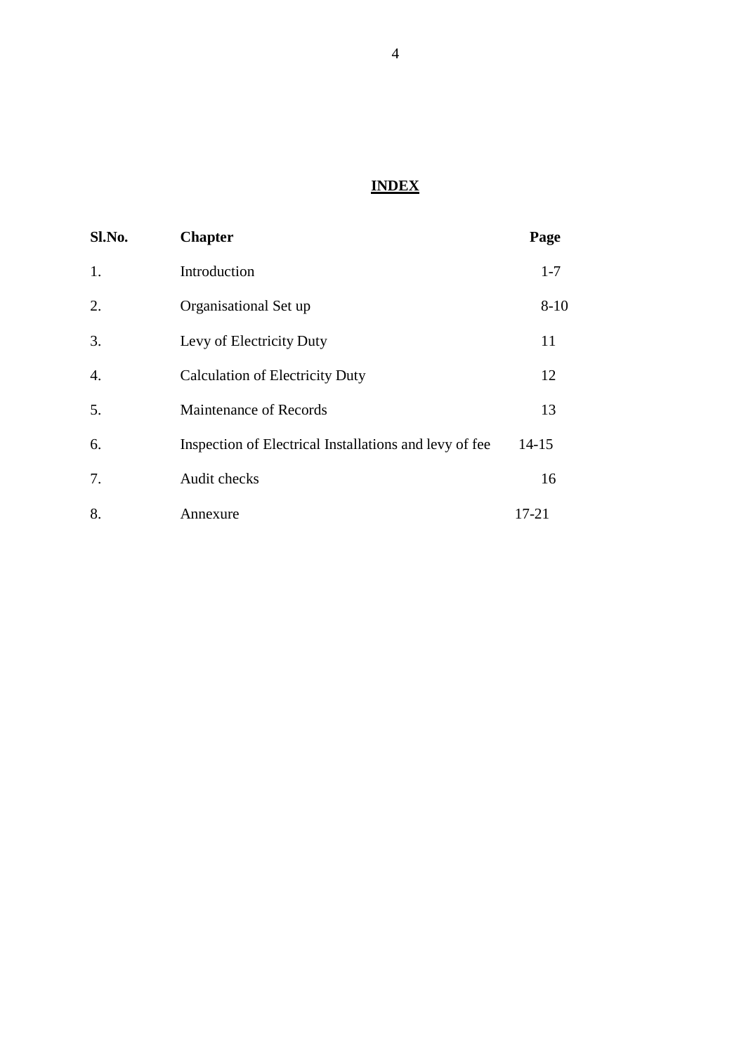# INDEX

| Sl.No. | Chapter | Page |
|---|---|---|
| 1. | Introduction | 1-7 |
| 2. | Organisational Set up | 8-10 |
| 3. | Levy of Electricity Duty | 11 |
| 4. | Calculation of Electricity Duty | 12 |
| 5. | Maintenance of Records | 13 |
| 6. | Inspection of Electrical Installations and levy of fee | 14-15 |
| 7. | Audit checks | 16 |
| 8. | Annexure | 17-21 |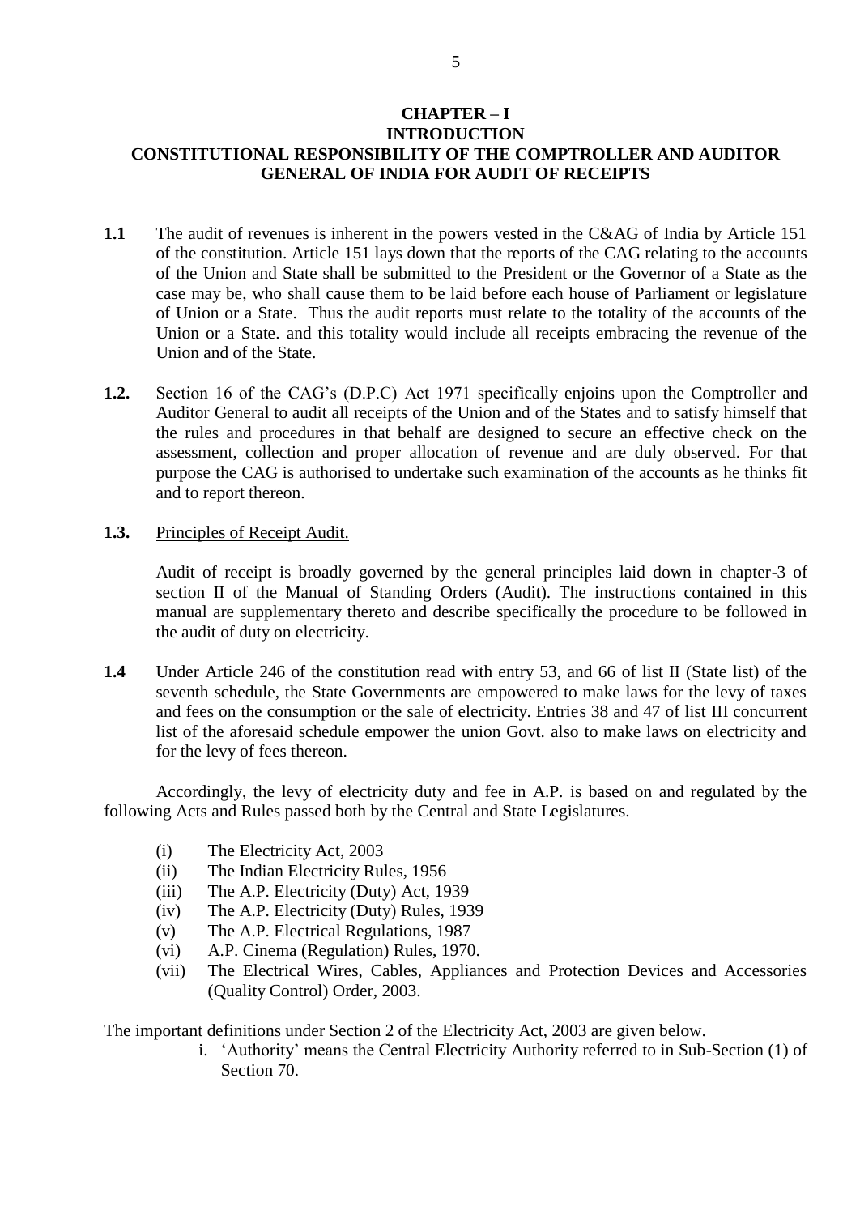# CHAPTER – I

## INTRODUCTION

## CONSTITUTIONAL RESPONSIBILITY OF THE COMPTROLLER AND AUDITOR GENERAL OF INDIA FOR AUDIT OF RECEIPTS

**1.1** The audit of revenues is inherent in the powers vested in the C&AG of India by Article 151 of the constitution. Article 151 lays down that the reports of the CAG relating to the accounts of the Union and State shall be submitted to the President or the Governor of a State as the case may be, who shall cause them to be laid before each house of Parliament or legislature of Union or a State. Thus the audit reports must relate to the totality of the accounts of the Union or a State. and this totality would include all receipts embracing the revenue of the Union and of the State.

**1.2.** Section 16 of the CAG's (D.P.C) Act 1971 specifically enjoins upon the Comptroller and Auditor General to audit all receipts of the Union and of the States and to satisfy himself that the rules and procedures in that behalf are designed to secure an effective check on the assessment, collection and proper allocation of revenue and are duly observed. For that purpose the CAG is authorised to undertake such examination of the accounts as he thinks fit and to report thereon.

**1.3.** Principles of Receipt Audit.

Audit of receipt is broadly governed by the general principles laid down in chapter-3 of section II of the Manual of Standing Orders (Audit). The instructions contained in this manual are supplementary thereto and describe specifically the procedure to be followed in the audit of duty on electricity.

**1.4** Under Article 246 of the constitution read with entry 53, and 66 of list II (State list) of the seventh schedule, the State Governments are empowered to make laws for the levy of taxes and fees on the consumption or the sale of electricity. Entries 38 and 47 of list III concurrent list of the aforesaid schedule empower the union Govt. also to make laws on electricity and for the levy of fees thereon.

Accordingly, the levy of electricity duty and fee in A.P. is based on and regulated by the following Acts and Rules passed both by the Central and State Legislatures.

(i) The Electricity Act, 2003
(ii) The Indian Electricity Rules, 1956
(iii) The A.P. Electricity (Duty) Act, 1939
(iv) The A.P. Electricity (Duty) Rules, 1939
(v) The A.P. Electrical Regulations, 1987
(vi) A.P. Cinema (Regulation) Rules, 1970.
(vii) The Electrical Wires, Cables, Appliances and Protection Devices and Accessories (Quality Control) Order, 2003.

The important definitions under Section 2 of the Electricity Act, 2003 are given below.

i. 'Authority' means the Central Electricity Authority referred to in Sub-Section (1) of Section 70.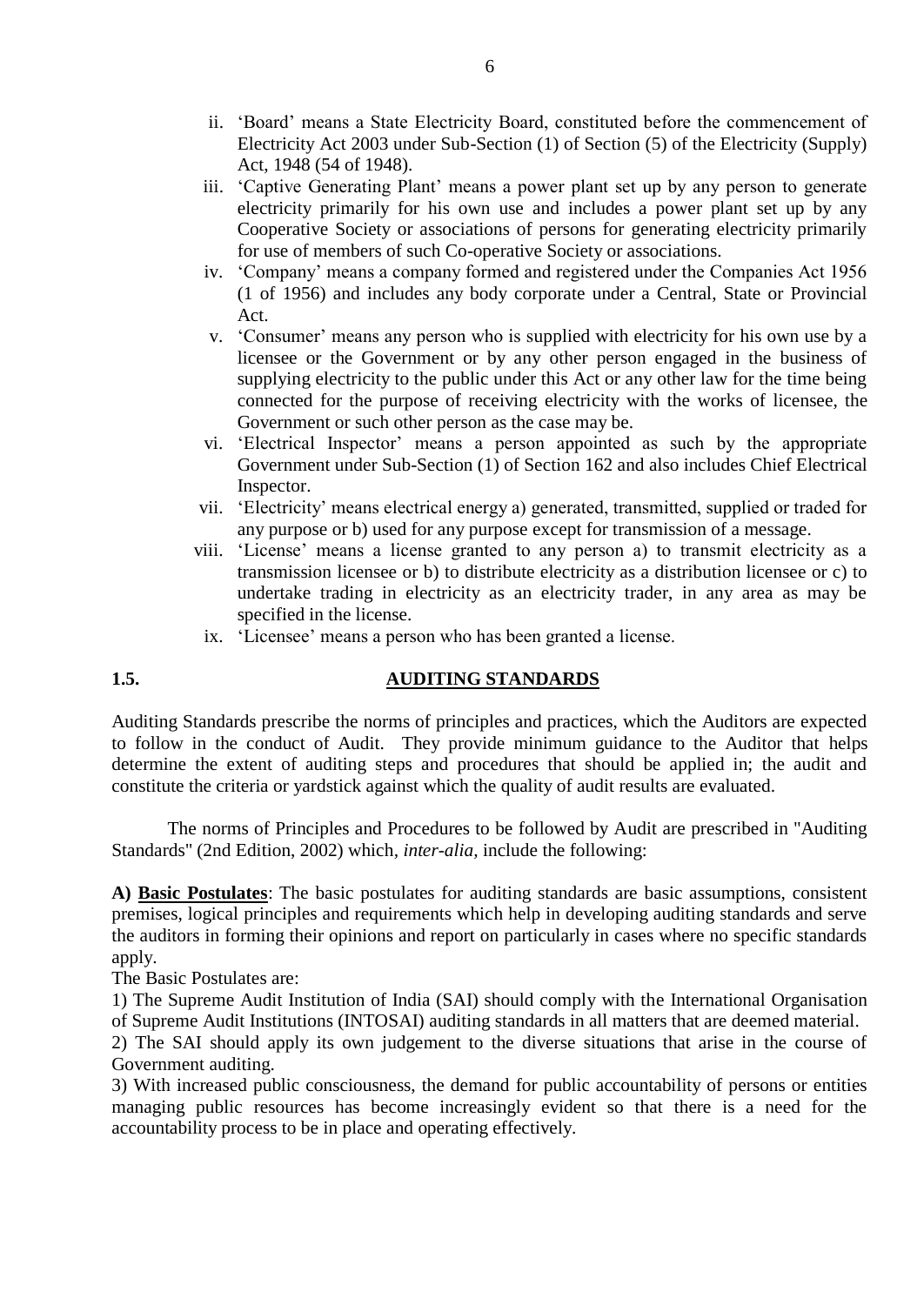ii. 'Board' means a State Electricity Board, constituted before the commencement of Electricity Act 2003 under Sub-Section (1) of Section (5) of the Electricity (Supply) Act, 1948 (54 of 1948).

iii. 'Captive Generating Plant' means a power plant set up by any person to generate electricity primarily for his own use and includes a power plant set up by any Cooperative Society or associations of persons for generating electricity primarily for use of members of such Co-operative Society or associations.

iv. 'Company' means a company formed and registered under the Companies Act 1956 (1 of 1956) and includes any body corporate under a Central, State or Provincial Act.

v. 'Consumer' means any person who is supplied with electricity for his own use by a licensee or the Government or by any other person engaged in the business of supplying electricity to the public under this Act or any other law for the time being connected for the purpose of receiving electricity with the works of licensee, the Government or such other person as the case may be.

vi. 'Electrical Inspector' means a person appointed as such by the appropriate Government under Sub-Section (1) of Section 162 and also includes Chief Electrical Inspector.

vii. 'Electricity' means electrical energy a) generated, transmitted, supplied or traded for any purpose or b) used for any purpose except for transmission of a message.

viii. 'License' means a license granted to any person a) to transmit electricity as a transmission licensee or b) to distribute electricity as a distribution licensee or c) to undertake trading in electricity as an electricity trader, in any area as may be specified in the license.

ix. 'Licensee' means a person who has been granted a license.

## 1.5. AUDITING STANDARDS

Auditing Standards prescribe the norms of principles and practices, which the Auditors are expected to follow in the conduct of Audit. They provide minimum guidance to the Auditor that helps determine the extent of auditing steps and procedures that should be applied in; the audit and constitute the criteria or yardstick against which the quality of audit results are evaluated.

The norms of Principles and Procedures to be followed by Audit are prescribed in "Auditing Standards" (2nd Edition, 2002) which, *inter-alia,* include the following:

**A) Basic Postulates**: The basic postulates for auditing standards are basic assumptions, consistent premises, logical principles and requirements which help in developing auditing standards and serve the auditors in forming their opinions and report on particularly in cases where no specific standards apply.

The Basic Postulates are:

1) The Supreme Audit Institution of India (SAI) should comply with the International Organisation of Supreme Audit Institutions (INTOSAI) auditing standards in all matters that are deemed material.

2) The SAI should apply its own judgement to the diverse situations that arise in the course of Government auditing.

3) With increased public consciousness, the demand for public accountability of persons or entities managing public resources has become increasingly evident so that there is a need for the accountability process to be in place and operating effectively.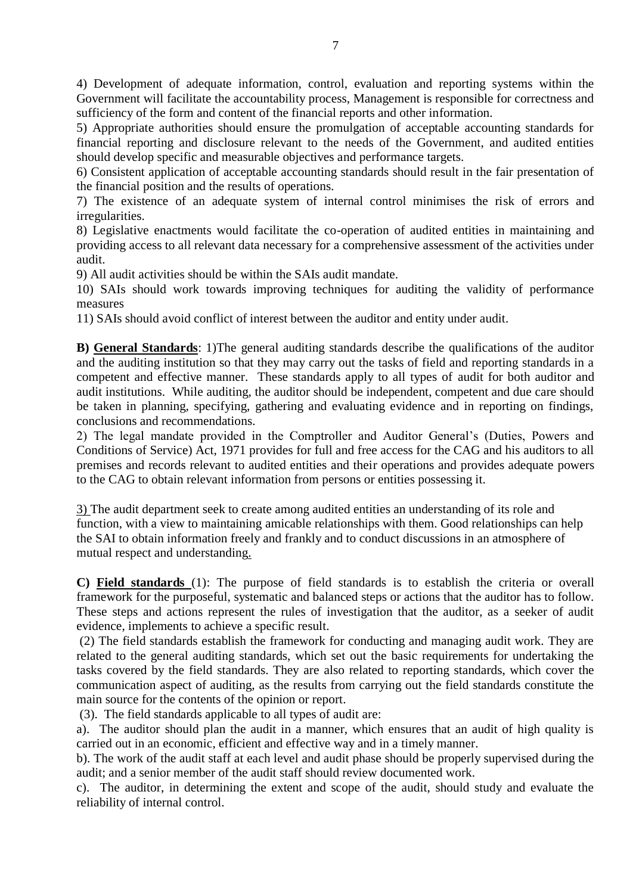4) Development of adequate information, control, evaluation and reporting systems within the Government will facilitate the accountability process, Management is responsible for correctness and sufficiency of the form and content of the financial reports and other information.

5) Appropriate authorities should ensure the promulgation of acceptable accounting standards for financial reporting and disclosure relevant to the needs of the Government, and audited entities should develop specific and measurable objectives and performance targets.

6) Consistent application of acceptable accounting standards should result in the fair presentation of the financial position and the results of operations.

7) The existence of an adequate system of internal control minimises the risk of errors and irregularities.

8) Legislative enactments would facilitate the co-operation of audited entities in maintaining and providing access to all relevant data necessary for a comprehensive assessment of the activities under audit.

9) All audit activities should be within the SAIs audit mandate.

10) SAIs should work towards improving techniques for auditing the validity of performance measures

11) SAIs should avoid conflict of interest between the auditor and entity under audit.

**B) General Standards**: 1)The general auditing standards describe the qualifications of the auditor and the auditing institution so that they may carry out the tasks of field and reporting standards in a competent and effective manner. These standards apply to all types of audit for both auditor and audit institutions. While auditing, the auditor should be independent, competent and due care should be taken in planning, specifying, gathering and evaluating evidence and in reporting on findings, conclusions and recommendations.

2) The legal mandate provided in the Comptroller and Auditor General's (Duties, Powers and Conditions of Service) Act, 1971 provides for full and free access for the CAG and his auditors to all premises and records relevant to audited entities and their operations and provides adequate powers to the CAG to obtain relevant information from persons or entities possessing it.

3) The audit department seek to create among audited entities an understanding of its role and function, with a view to maintaining amicable relationships with them. Good relationships can help the SAI to obtain information freely and frankly and to conduct discussions in an atmosphere of mutual respect and understanding.

**C) Field standards** (1): The purpose of field standards is to establish the criteria or overall framework for the purposeful, systematic and balanced steps or actions that the auditor has to follow. These steps and actions represent the rules of investigation that the auditor, as a seeker of audit evidence, implements to achieve a specific result.

(2) The field standards establish the framework for conducting and managing audit work. They are related to the general auditing standards, which set out the basic requirements for undertaking the tasks covered by the field standards. They are also related to reporting standards, which cover the communication aspect of auditing, as the results from carrying out the field standards constitute the main source for the contents of the opinion or report.

(3). The field standards applicable to all types of audit are:

a). The auditor should plan the audit in a manner, which ensures that an audit of high quality is carried out in an economic, efficient and effective way and in a timely manner.

b). The work of the audit staff at each level and audit phase should be properly supervised during the audit; and a senior member of the audit staff should review documented work.

c). The auditor, in determining the extent and scope of the audit, should study and evaluate the reliability of internal control.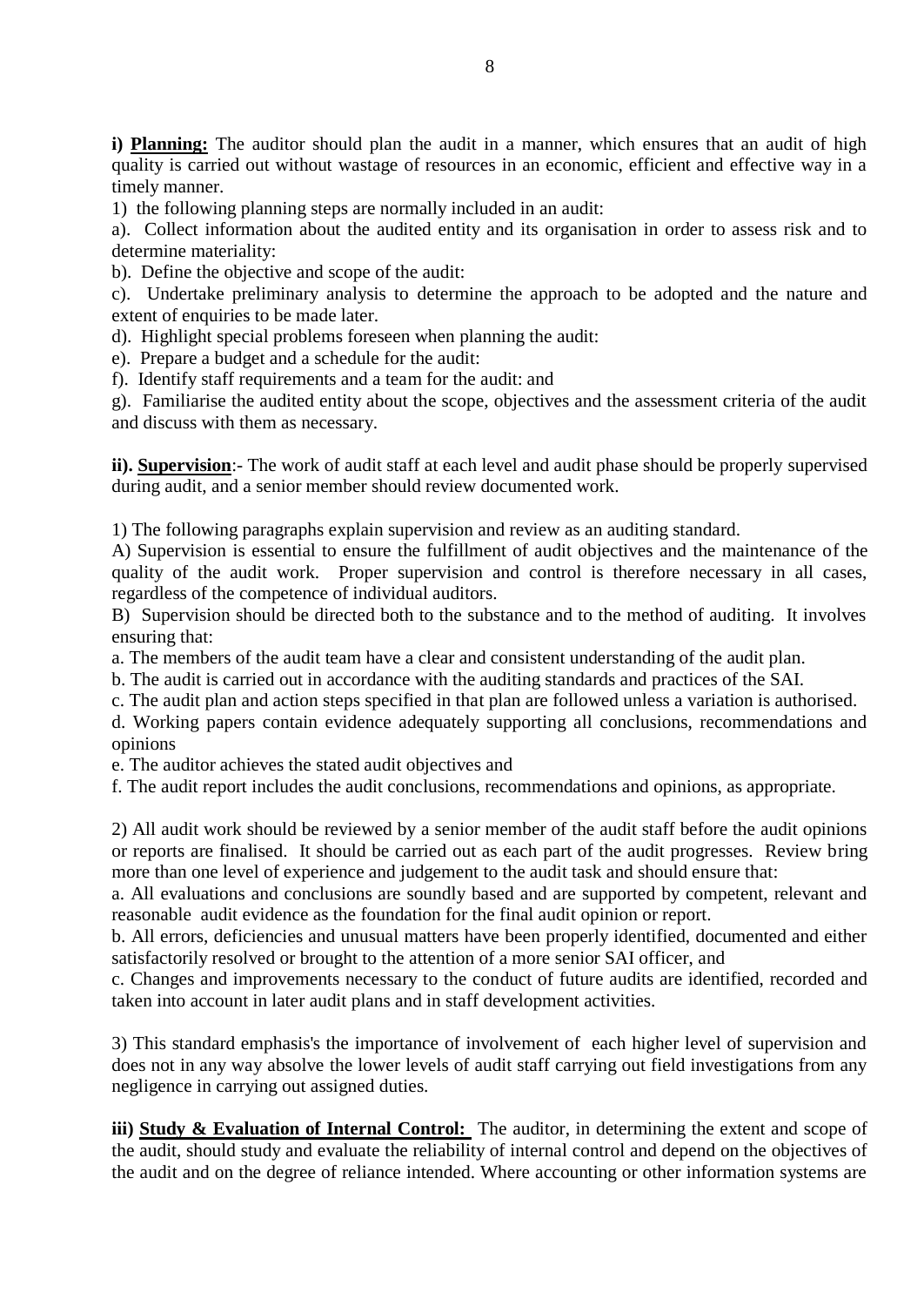**i) <u>Planning:</u>** The auditor should plan the audit in a manner, which ensures that an audit of high quality is carried out without wastage of resources in an economic, efficient and effective way in a timely manner.

1) the following planning steps are normally included in an audit:

a). Collect information about the audited entity and its organisation in order to assess risk and to determine materiality:

b). Define the objective and scope of the audit:

c). Undertake preliminary analysis to determine the approach to be adopted and the nature and extent of enquiries to be made later.

d). Highlight special problems foreseen when planning the audit:

e). Prepare a budget and a schedule for the audit:

f). Identify staff requirements and a team for the audit: and

g). Familiarise the audited entity about the scope, objectives and the assessment criteria of the audit and discuss with them as necessary.

**ii). <u>Supervision</u>**:- The work of audit staff at each level and audit phase should be properly supervised during audit, and a senior member should review documented work.

1) The following paragraphs explain supervision and review as an auditing standard.

A) Supervision is essential to ensure the fulfillment of audit objectives and the maintenance of the quality of the audit work. Proper supervision and control is therefore necessary in all cases, regardless of the competence of individual auditors.

B) Supervision should be directed both to the substance and to the method of auditing. It involves ensuring that:

a. The members of the audit team have a clear and consistent understanding of the audit plan.

b. The audit is carried out in accordance with the auditing standards and practices of the SAI.

c. The audit plan and action steps specified in that plan are followed unless a variation is authorised.

d. Working papers contain evidence adequately supporting all conclusions, recommendations and opinions

e. The auditor achieves the stated audit objectives and

f. The audit report includes the audit conclusions, recommendations and opinions, as appropriate.

2) All audit work should be reviewed by a senior member of the audit staff before the audit opinions or reports are finalised. It should be carried out as each part of the audit progresses. Review bring more than one level of experience and judgement to the audit task and should ensure that:

a. All evaluations and conclusions are soundly based and are supported by competent, relevant and reasonable audit evidence as the foundation for the final audit opinion or report.

b. All errors, deficiencies and unusual matters have been properly identified, documented and either satisfactorily resolved or brought to the attention of a more senior SAI officer, and

c. Changes and improvements necessary to the conduct of future audits are identified, recorded and taken into account in later audit plans and in staff development activities.

3) This standard emphasis's the importance of involvement of each higher level of supervision and does not in any way absolve the lower levels of audit staff carrying out field investigations from any negligence in carrying out assigned duties.

**iii) <u>Study & Evaluation of Internal Control:</u>** The auditor, in determining the extent and scope of the audit, should study and evaluate the reliability of internal control and depend on the objectives of the audit and on the degree of reliance intended. Where accounting or other information systems are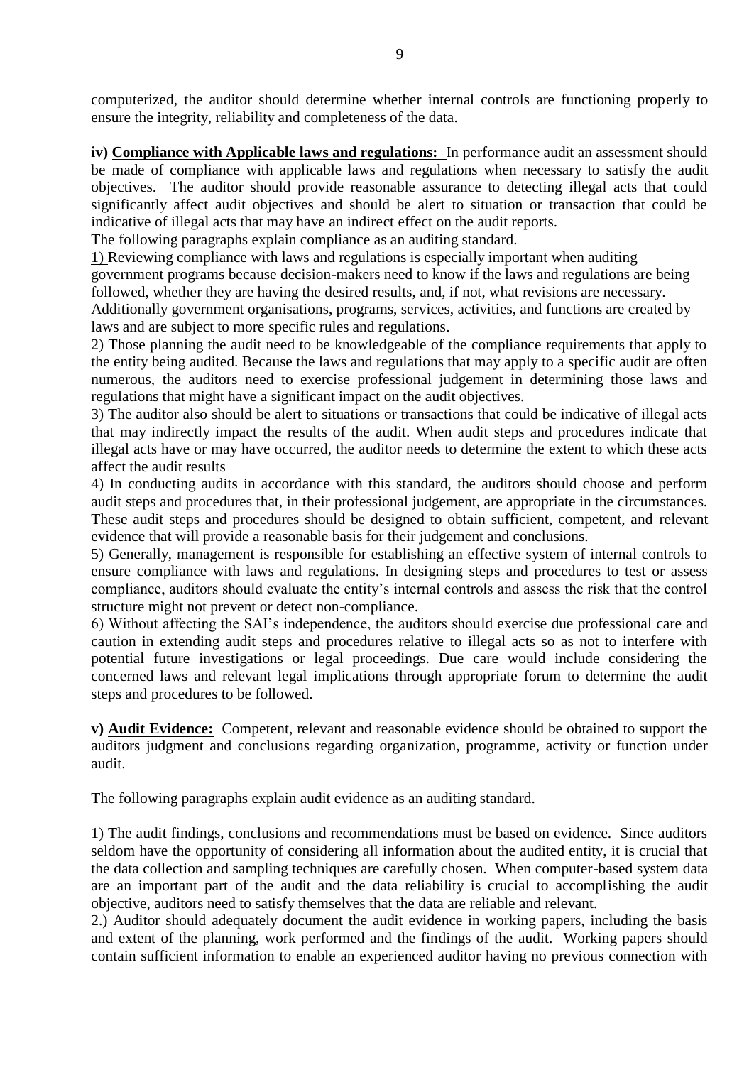computerized, the auditor should determine whether internal controls are functioning properly to ensure the integrity, reliability and completeness of the data.

**iv) Compliance with Applicable laws and regulations:** In performance audit an assessment should be made of compliance with applicable laws and regulations when necessary to satisfy the audit objectives. The auditor should provide reasonable assurance to detecting illegal acts that could significantly affect audit objectives and should be alert to situation or transaction that could be indicative of illegal acts that may have an indirect effect on the audit reports.

The following paragraphs explain compliance as an auditing standard.

1) Reviewing compliance with laws and regulations is especially important when auditing government programs because decision-makers need to know if the laws and regulations are being followed, whether they are having the desired results, and, if not, what revisions are necessary. Additionally government organisations, programs, services, activities, and functions are created by laws and are subject to more specific rules and regulations.

2) Those planning the audit need to be knowledgeable of the compliance requirements that apply to the entity being audited. Because the laws and regulations that may apply to a specific audit are often numerous, the auditors need to exercise professional judgement in determining those laws and regulations that might have a significant impact on the audit objectives.

3) The auditor also should be alert to situations or transactions that could be indicative of illegal acts that may indirectly impact the results of the audit. When audit steps and procedures indicate that illegal acts have or may have occurred, the auditor needs to determine the extent to which these acts affect the audit results

4) In conducting audits in accordance with this standard, the auditors should choose and perform audit steps and procedures that, in their professional judgement, are appropriate in the circumstances. These audit steps and procedures should be designed to obtain sufficient, competent, and relevant evidence that will provide a reasonable basis for their judgement and conclusions.

5) Generally, management is responsible for establishing an effective system of internal controls to ensure compliance with laws and regulations. In designing steps and procedures to test or assess compliance, auditors should evaluate the entity's internal controls and assess the risk that the control structure might not prevent or detect non-compliance.

6) Without affecting the SAI's independence, the auditors should exercise due professional care and caution in extending audit steps and procedures relative to illegal acts so as not to interfere with potential future investigations or legal proceedings. Due care would include considering the concerned laws and relevant legal implications through appropriate forum to determine the audit steps and procedures to be followed.

**v) Audit Evidence:** Competent, relevant and reasonable evidence should be obtained to support the auditors judgment and conclusions regarding organization, programme, activity or function under audit.

The following paragraphs explain audit evidence as an auditing standard.

1) The audit findings, conclusions and recommendations must be based on evidence. Since auditors seldom have the opportunity of considering all information about the audited entity, it is crucial that the data collection and sampling techniques are carefully chosen. When computer-based system data are an important part of the audit and the data reliability is crucial to accomplishing the audit objective, auditors need to satisfy themselves that the data are reliable and relevant.

2.) Auditor should adequately document the audit evidence in working papers, including the basis and extent of the planning, work performed and the findings of the audit. Working papers should contain sufficient information to enable an experienced auditor having no previous connection with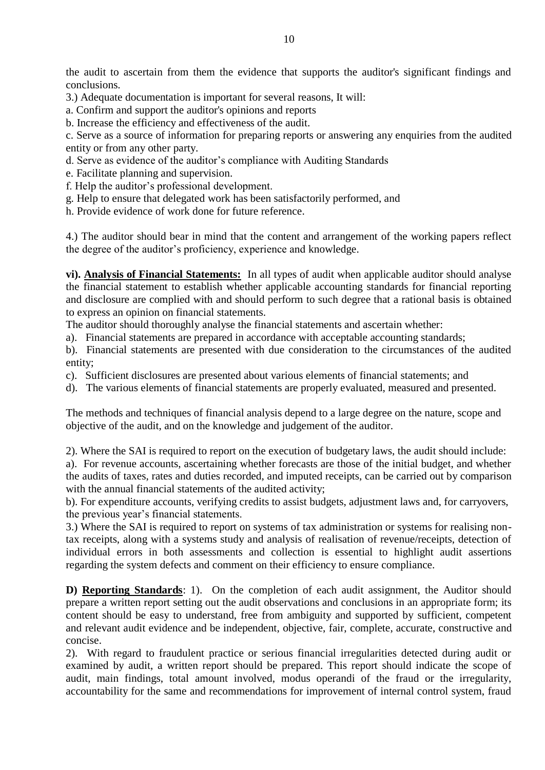the audit to ascertain from them the evidence that supports the auditor's significant findings and conclusions.

3.) Adequate documentation is important for several reasons, It will:

a. Confirm and support the auditor's opinions and reports

b. Increase the efficiency and effectiveness of the audit.

c. Serve as a source of information for preparing reports or answering any enquiries from the audited entity or from any other party.

d. Serve as evidence of the auditor's compliance with Auditing Standards

e. Facilitate planning and supervision.

f. Help the auditor's professional development.

g. Help to ensure that delegated work has been satisfactorily performed, and

h. Provide evidence of work done for future reference.

4.) The auditor should bear in mind that the content and arrangement of the working papers reflect the degree of the auditor's proficiency, experience and knowledge.

**vi). <u>Analysis of Financial Statements:</u>** In all types of audit when applicable auditor should analyse the financial statement to establish whether applicable accounting standards for financial reporting and disclosure are complied with and should perform to such degree that a rational basis is obtained to express an opinion on financial statements.

The auditor should thoroughly analyse the financial statements and ascertain whether:

a). Financial statements are prepared in accordance with acceptable accounting standards;

b). Financial statements are presented with due consideration to the circumstances of the audited entity;

c). Sufficient disclosures are presented about various elements of financial statements; and

d). The various elements of financial statements are properly evaluated, measured and presented.

The methods and techniques of financial analysis depend to a large degree on the nature, scope and objective of the audit, and on the knowledge and judgement of the auditor.

2). Where the SAI is required to report on the execution of budgetary laws, the audit should include:

a). For revenue accounts, ascertaining whether forecasts are those of the initial budget, and whether the audits of taxes, rates and duties recorded, and imputed receipts, can be carried out by comparison with the annual financial statements of the audited activity;

b). For expenditure accounts, verifying credits to assist budgets, adjustment laws and, for carryovers, the previous year's financial statements.

3.) Where the SAI is required to report on systems of tax administration or systems for realising non-tax receipts, along with a systems study and analysis of realisation of revenue/receipts, detection of individual errors in both assessments and collection is essential to highlight audit assertions regarding the system defects and comment on their efficiency to ensure compliance.

**D) <u>Reporting Standards</u>**: 1). On the completion of each audit assignment, the Auditor should prepare a written report setting out the audit observations and conclusions in an appropriate form; its content should be easy to understand, free from ambiguity and supported by sufficient, competent and relevant audit evidence and be independent, objective, fair, complete, accurate, constructive and concise.

2). With regard to fraudulent practice or serious financial irregularities detected during audit or examined by audit, a written report should be prepared. This report should indicate the scope of audit, main findings, total amount involved, modus operandi of the fraud or the irregularity, accountability for the same and recommendations for improvement of internal control system, fraud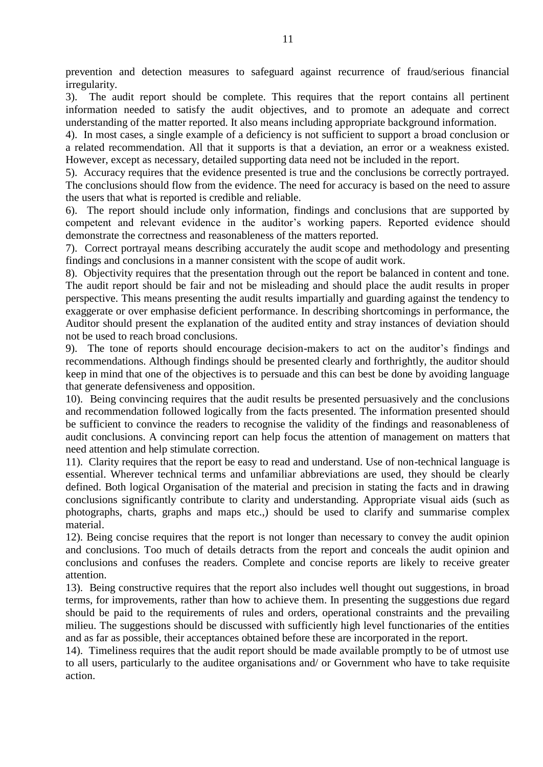prevention and detection measures to safeguard against recurrence of fraud/serious financial irregularity.

3). The audit report should be complete. This requires that the report contains all pertinent information needed to satisfy the audit objectives, and to promote an adequate and correct understanding of the matter reported. It also means including appropriate background information.

4). In most cases, a single example of a deficiency is not sufficient to support a broad conclusion or a related recommendation. All that it supports is that a deviation, an error or a weakness existed. However, except as necessary, detailed supporting data need not be included in the report.

5). Accuracy requires that the evidence presented is true and the conclusions be correctly portrayed. The conclusions should flow from the evidence. The need for accuracy is based on the need to assure the users that what is reported is credible and reliable.

6). The report should include only information, findings and conclusions that are supported by competent and relevant evidence in the auditor's working papers. Reported evidence should demonstrate the correctness and reasonableness of the matters reported.

7). Correct portrayal means describing accurately the audit scope and methodology and presenting findings and conclusions in a manner consistent with the scope of audit work.

8). Objectivity requires that the presentation through out the report be balanced in content and tone. The audit report should be fair and not be misleading and should place the audit results in proper perspective. This means presenting the audit results impartially and guarding against the tendency to exaggerate or over emphasise deficient performance. In describing shortcomings in performance, the Auditor should present the explanation of the audited entity and stray instances of deviation should not be used to reach broad conclusions.

9). The tone of reports should encourage decision-makers to act on the auditor's findings and recommendations. Although findings should be presented clearly and forthrightly, the auditor should keep in mind that one of the objectives is to persuade and this can best be done by avoiding language that generate defensiveness and opposition.

10). Being convincing requires that the audit results be presented persuasively and the conclusions and recommendation followed logically from the facts presented. The information presented should be sufficient to convince the readers to recognise the validity of the findings and reasonableness of audit conclusions. A convincing report can help focus the attention of management on matters that need attention and help stimulate correction.

11). Clarity requires that the report be easy to read and understand. Use of non-technical language is essential. Wherever technical terms and unfamiliar abbreviations are used, they should be clearly defined. Both logical Organisation of the material and precision in stating the facts and in drawing conclusions significantly contribute to clarity and understanding. Appropriate visual aids (such as photographs, charts, graphs and maps etc.,) should be used to clarify and summarise complex material.

12). Being concise requires that the report is not longer than necessary to convey the audit opinion and conclusions. Too much of details detracts from the report and conceals the audit opinion and conclusions and confuses the readers. Complete and concise reports are likely to receive greater attention.

13). Being constructive requires that the report also includes well thought out suggestions, in broad terms, for improvements, rather than how to achieve them. In presenting the suggestions due regard should be paid to the requirements of rules and orders, operational constraints and the prevailing milieu. The suggestions should be discussed with sufficiently high level functionaries of the entities and as far as possible, their acceptances obtained before these are incorporated in the report.

14). Timeliness requires that the audit report should be made available promptly to be of utmost use to all users, particularly to the auditee organisations and/ or Government who have to take requisite action.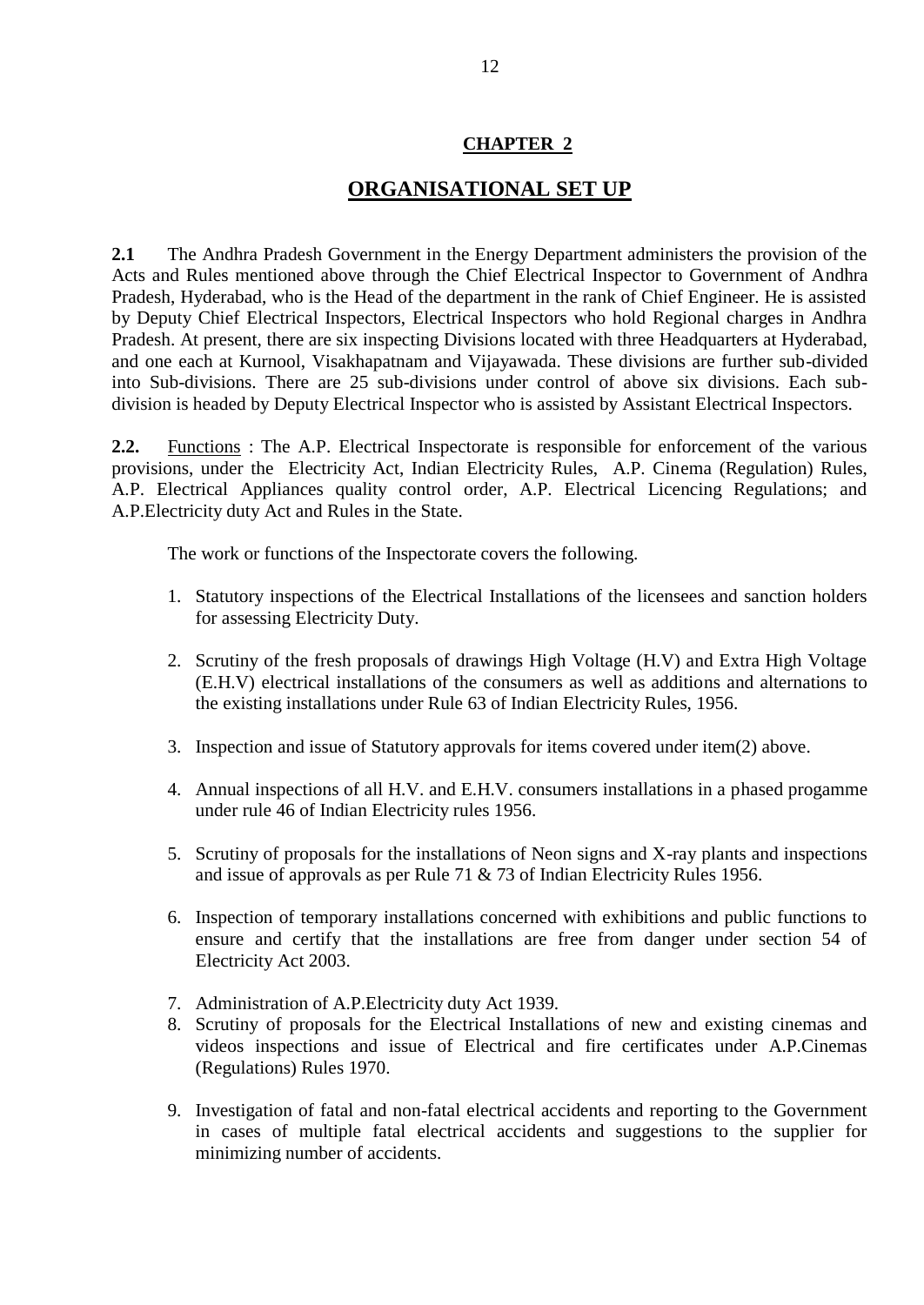# CHAPTER 2

## ORGANISATIONAL SET UP

**2.1** The Andhra Pradesh Government in the Energy Department administers the provision of the Acts and Rules mentioned above through the Chief Electrical Inspector to Government of Andhra Pradesh, Hyderabad, who is the Head of the department in the rank of Chief Engineer. He is assisted by Deputy Chief Electrical Inspectors, Electrical Inspectors who hold Regional charges in Andhra Pradesh. At present, there are six inspecting Divisions located with three Headquarters at Hyderabad, and one each at Kurnool, Visakhapatnam and Vijayawada. These divisions are further sub-divided into Sub-divisions. There are 25 sub-divisions under control of above six divisions. Each sub-division is headed by Deputy Electrical Inspector who is assisted by Assistant Electrical Inspectors.

**2.2.** Functions : The A.P. Electrical Inspectorate is responsible for enforcement of the various provisions, under the Electricity Act, Indian Electricity Rules, A.P. Cinema (Regulation) Rules, A.P. Electrical Appliances quality control order, A.P. Electrical Licencing Regulations; and A.P.Electricity duty Act and Rules in the State.

The work or functions of the Inspectorate covers the following.

1. Statutory inspections of the Electrical Installations of the licensees and sanction holders for assessing Electricity Duty.
2. Scrutiny of the fresh proposals of drawings High Voltage (H.V) and Extra High Voltage (E.H.V) electrical installations of the consumers as well as additions and alternations to the existing installations under Rule 63 of Indian Electricity Rules, 1956.
3. Inspection and issue of Statutory approvals for items covered under item(2) above.
4. Annual inspections of all H.V. and E.H.V. consumers installations in a phased progamme under rule 46 of Indian Electricity rules 1956.
5. Scrutiny of proposals for the installations of Neon signs and X-ray plants and inspections and issue of approvals as per Rule 71 & 73 of Indian Electricity Rules 1956.
6. Inspection of temporary installations concerned with exhibitions and public functions to ensure and certify that the installations are free from danger under section 54 of Electricity Act 2003.
7. Administration of A.P.Electricity duty Act 1939.
8. Scrutiny of proposals for the Electrical Installations of new and existing cinemas and videos inspections and issue of Electrical and fire certificates under A.P.Cinemas (Regulations) Rules 1970.
9. Investigation of fatal and non-fatal electrical accidents and reporting to the Government in cases of multiple fatal electrical accidents and suggestions to the supplier for minimizing number of accidents.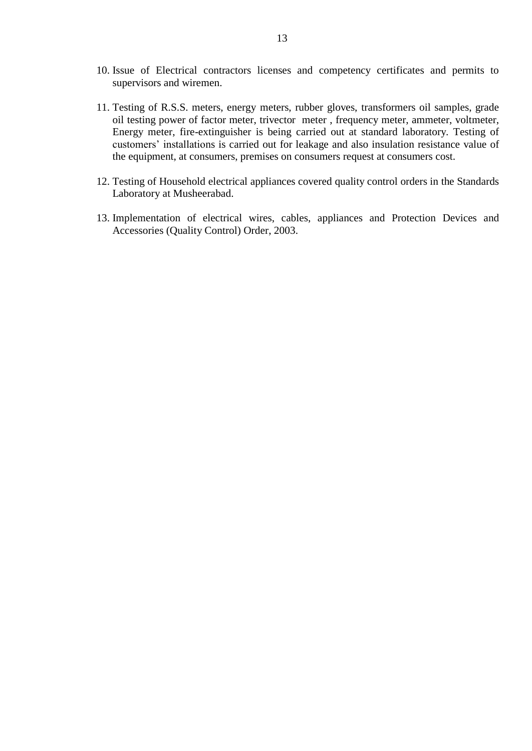10. Issue of Electrical contractors licenses and competency certificates and permits to supervisors and wiremen.

11. Testing of R.S.S. meters, energy meters, rubber gloves, transformers oil samples, grade oil testing power of factor meter, trivector meter , frequency meter, ammeter, voltmeter, Energy meter, fire-extinguisher is being carried out at standard laboratory. Testing of customers' installations is carried out for leakage and also insulation resistance value of the equipment, at consumers, premises on consumers request at consumers cost.

12. Testing of Household electrical appliances covered quality control orders in the Standards Laboratory at Musheerabad.

13. Implementation of electrical wires, cables, appliances and Protection Devices and Accessories (Quality Control) Order, 2003.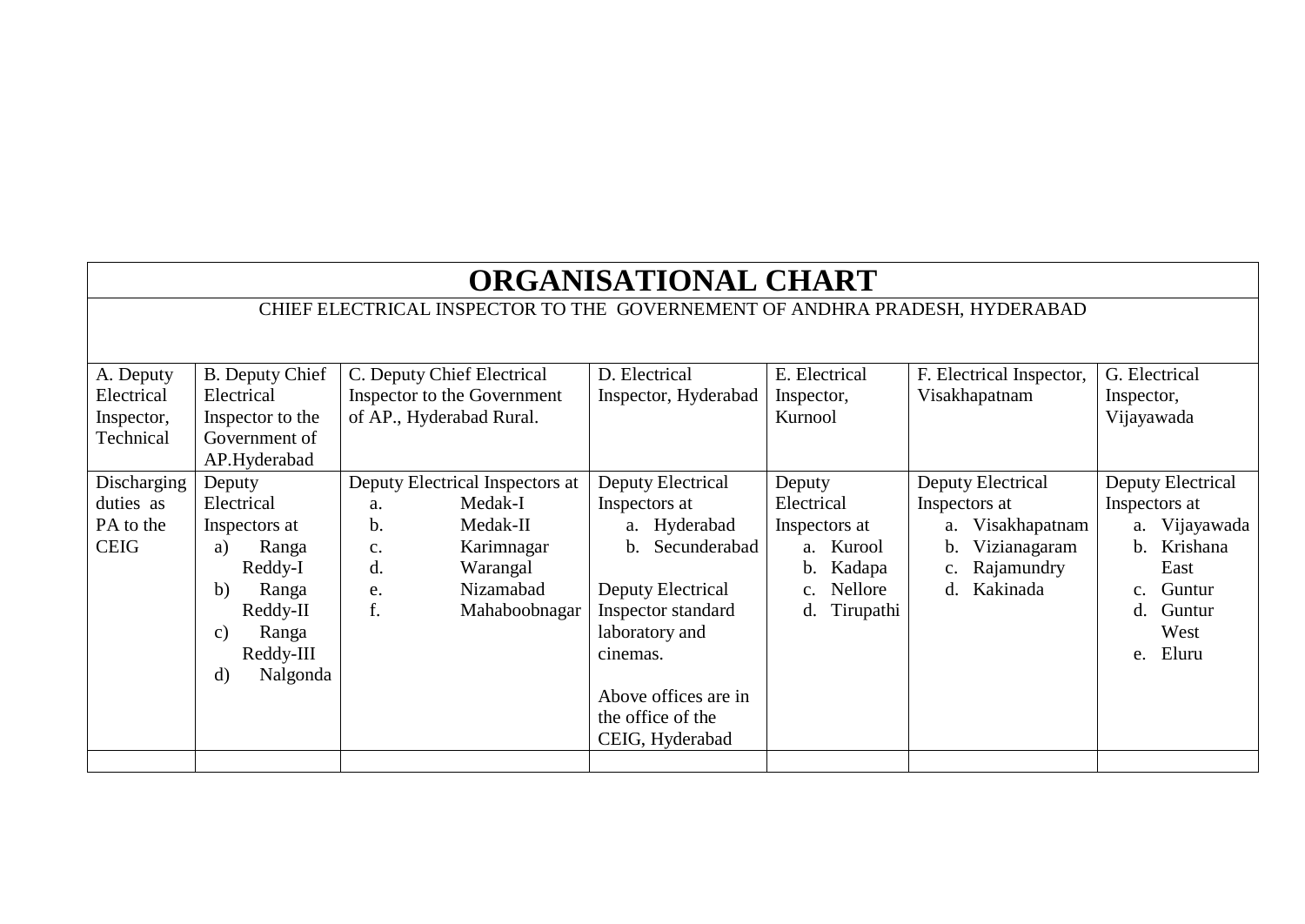# ORGANISATIONAL CHART

CHIEF ELECTRICAL INSPECTOR TO THE GOVERNEMENT OF ANDHRA PRADESH, HYDERABAD

| A. Deputy Electrical Inspector, Technical | B. Deputy Chief Electrical Inspector to the Government of AP.Hyderabad | C. Deputy Chief Electrical Inspector to the Government of AP., Hyderabad Rural. | D. Electrical Inspector, Hyderabad | E. Electrical Inspector, Kurnool | F. Electrical Inspector, Visakhapatnam | G. Electrical Inspector, Vijayawada |
|---|---|---|---|---|---|---|
| Discharging duties as PA to the CEIG | Deputy Electrical Inspectors at<br>a) Ranga Reddy-I<br>b) Ranga Reddy-II<br>c) Ranga Reddy-III<br>d) Nalgonda | Deputy Electrical Inspectors at<br>a. Medak-I<br>b. Medak-II<br>c. Karimnagar<br>d. Warangal<br>e. Nizamabad<br>f. Mahaboobnagar | Deputy Electrical Inspectors at<br>a. Hyderabad<br>b. Secunderabad<br><br>Deputy Electrical Inspector standard laboratory and cinemas.<br><br>Above offices are in the office of the CEIG, Hyderabad | Deputy Electrical Inspectors at<br>a. Kurool<br>b. Kadapa<br>c. Nellore<br>d. Tirupathi | Deputy Electrical Inspectors at<br>a. Visakhapatnam<br>b. Vizianagaram<br>c. Rajamundry<br>d. Kakinada | Deputy Electrical Inspectors at<br>a. Vijayawada<br>b. Krishana East<br>c. Guntur<br>d. Guntur West<br>e. Eluru |
| | | | | | | |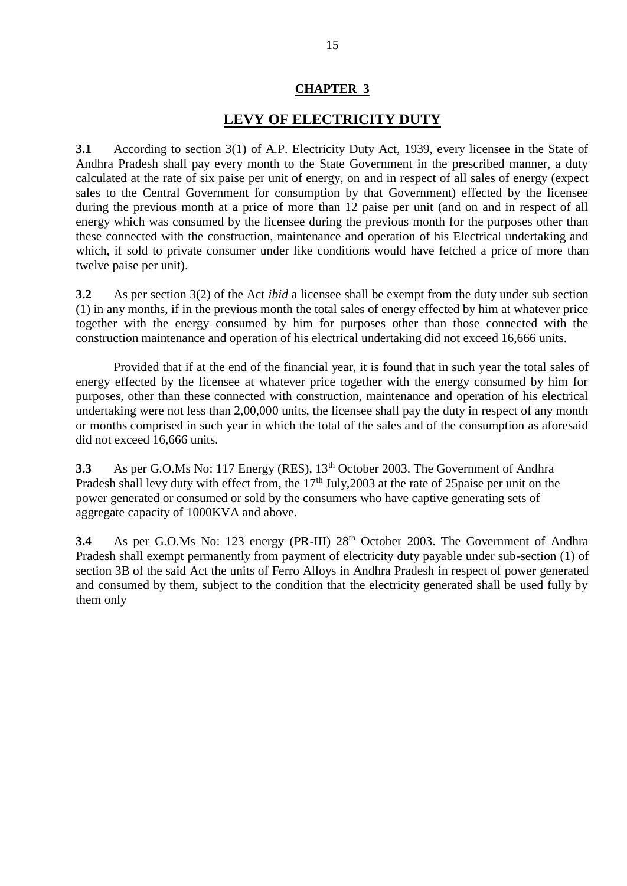## CHAPTER 3

# LEVY OF ELECTRICITY DUTY

**3.1** According to section 3(1) of A.P. Electricity Duty Act, 1939, every licensee in the State of Andhra Pradesh shall pay every month to the State Government in the prescribed manner, a duty calculated at the rate of six paise per unit of energy, on and in respect of all sales of energy (expect sales to the Central Government for consumption by that Government) effected by the licensee during the previous month at a price of more than 12 paise per unit (and on and in respect of all energy which was consumed by the licensee during the previous month for the purposes other than these connected with the construction, maintenance and operation of his Electrical undertaking and which, if sold to private consumer under like conditions would have fetched a price of more than twelve paise per unit).

**3.2** As per section 3(2) of the Act *ibid* a licensee shall be exempt from the duty under sub section (1) in any months, if in the previous month the total sales of energy effected by him at whatever price together with the energy consumed by him for purposes other than those connected with the construction maintenance and operation of his electrical undertaking did not exceed 16,666 units.

Provided that if at the end of the financial year, it is found that in such year the total sales of energy effected by the licensee at whatever price together with the energy consumed by him for purposes, other than these connected with construction, maintenance and operation of his electrical undertaking were not less than 2,00,000 units, the licensee shall pay the duty in respect of any month or months comprised in such year in which the total of the sales and of the consumption as aforesaid did not exceed 16,666 units.

**3.3** As per G.O.Ms No: 117 Energy (RES), 13th October 2003. The Government of Andhra Pradesh shall levy duty with effect from, the 17th July,2003 at the rate of 25paise per unit on the power generated or consumed or sold by the consumers who have captive generating sets of aggregate capacity of 1000KVA and above.

**3.4** As per G.O.Ms No: 123 energy (PR-III) 28th October 2003. The Government of Andhra Pradesh shall exempt permanently from payment of electricity duty payable under sub-section (1) of section 3B of the said Act the units of Ferro Alloys in Andhra Pradesh in respect of power generated and consumed by them, subject to the condition that the electricity generated shall be used fully by them only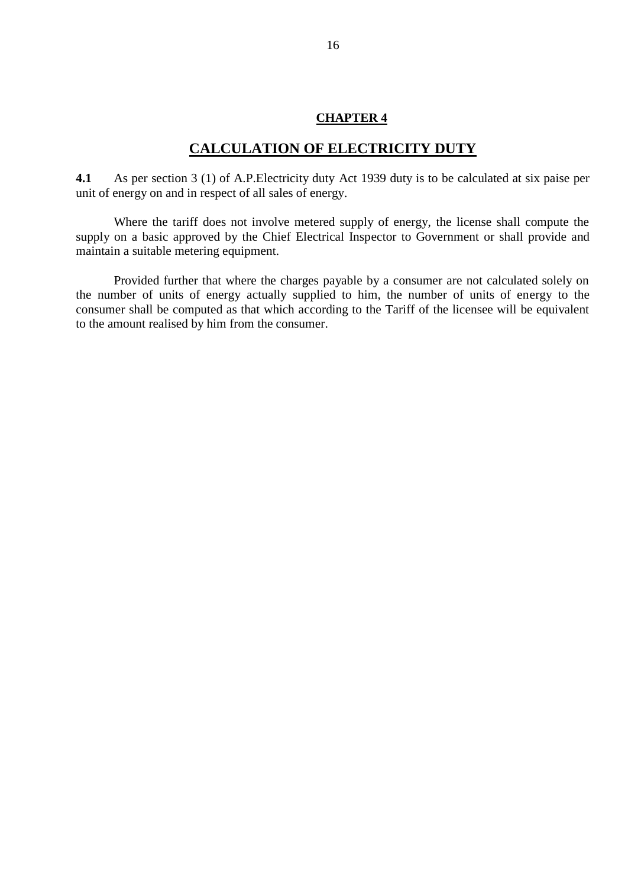## CHAPTER 4

# CALCULATION OF ELECTRICITY DUTY

**4.1** As per section 3 (1) of A.P.Electricity duty Act 1939 duty is to be calculated at six paise per unit of energy on and in respect of all sales of energy.

Where the tariff does not involve metered supply of energy, the license shall compute the supply on a basic approved by the Chief Electrical Inspector to Government or shall provide and maintain a suitable metering equipment.

Provided further that where the charges payable by a consumer are not calculated solely on the number of units of energy actually supplied to him, the number of units of energy to the consumer shall be computed as that which according to the Tariff of the licensee will be equivalent to the amount realised by him from the consumer.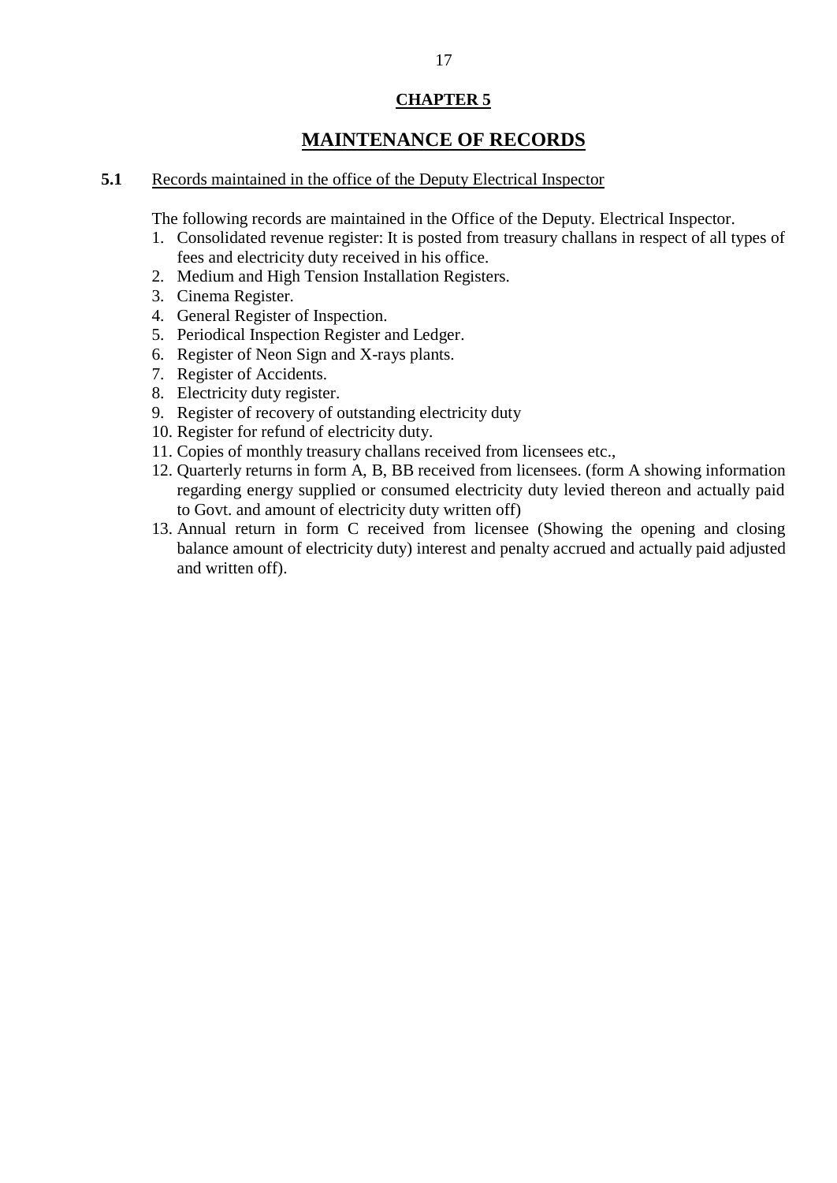## CHAPTER 5

# MAINTENANCE OF RECORDS

**5.1** Records maintained in the office of the Deputy Electrical Inspector

The following records are maintained in the Office of the Deputy. Electrical Inspector.

1. Consolidated revenue register: It is posted from treasury challans in respect of all types of fees and electricity duty received in his office.
2. Medium and High Tension Installation Registers.
3. Cinema Register.
4. General Register of Inspection.
5. Periodical Inspection Register and Ledger.
6. Register of Neon Sign and X-rays plants.
7. Register of Accidents.
8. Electricity duty register.
9. Register of recovery of outstanding electricity duty
10. Register for refund of electricity duty.
11. Copies of monthly treasury challans received from licensees etc.,
12. Quarterly returns in form A, B, BB received from licensees. (form A showing information regarding energy supplied or consumed electricity duty levied thereon and actually paid to Govt. and amount of electricity duty written off)
13. Annual return in form C received from licensee (Showing the opening and closing balance amount of electricity duty) interest and penalty accrued and actually paid adjusted and written off).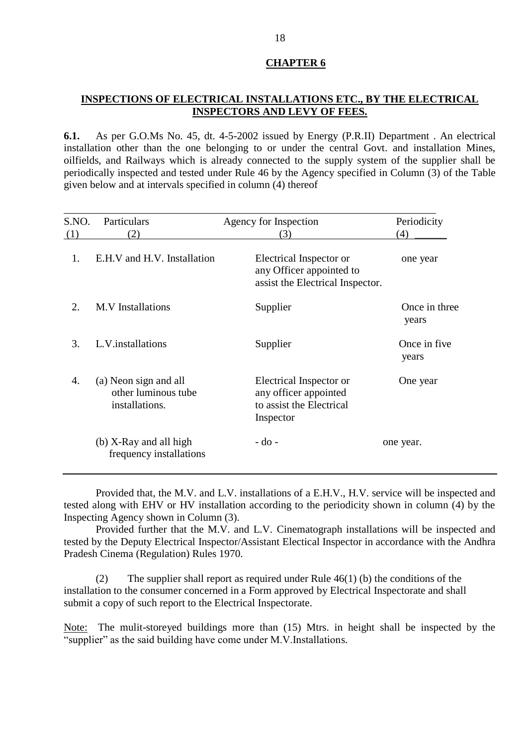## CHAPTER 6

## INSPECTIONS OF ELECTRICAL INSTALLATIONS ETC., BY THE ELECTRICAL INSPECTORS AND LEVY OF FEES.

**6.1.** As per G.O.Ms No. 45, dt. 4-5-2002 issued by Energy (P.R.II) Department . An electrical installation other than the one belonging to or under the central Govt. and installation Mines, oilfields, and Railways which is already connected to the supply system of the supplier shall be periodically inspected and tested under Rule 46 by the Agency specified in Column (3) of the Table given below and at intervals specified in column (4) thereof

| S.NO. (1) | Particulars (2) | Agency for Inspection (3) | Periodicity (4) |
|---|---|---|---|
| 1. | E.H.V and H.V. Installation | Electrical Inspector or any Officer appointed to assist the Electrical Inspector. | one year |
| 2. | M.V Installations | Supplier | Once in three years |
| 3. | L.V.installations | Supplier | Once in five years |
| 4. | (a) Neon sign and all other luminous tube installations. | Electrical Inspector or any officer appointed to assist the Electrical Inspector | One year |
| | (b) X-Ray and all high frequency installations | - do - | one year. |

Provided that, the M.V. and L.V. installations of a E.H.V., H.V. service will be inspected and tested along with EHV or HV installation according to the periodicity shown in column (4) by the Inspecting Agency shown in Column (3).

Provided further that the M.V. and L.V. Cinematograph installations will be inspected and tested by the Deputy Electrical Inspector/Assistant Electical Inspector in accordance with the Andhra Pradesh Cinema (Regulation) Rules 1970.

(2) The supplier shall report as required under Rule 46(1) (b) the conditions of the installation to the consumer concerned in a Form approved by Electrical Inspectorate and shall submit a copy of such report to the Electrical Inspectorate.

Note: The mulit-storeyed buildings more than (15) Mtrs. in height shall be inspected by the "supplier" as the said building have come under M.V.Installations.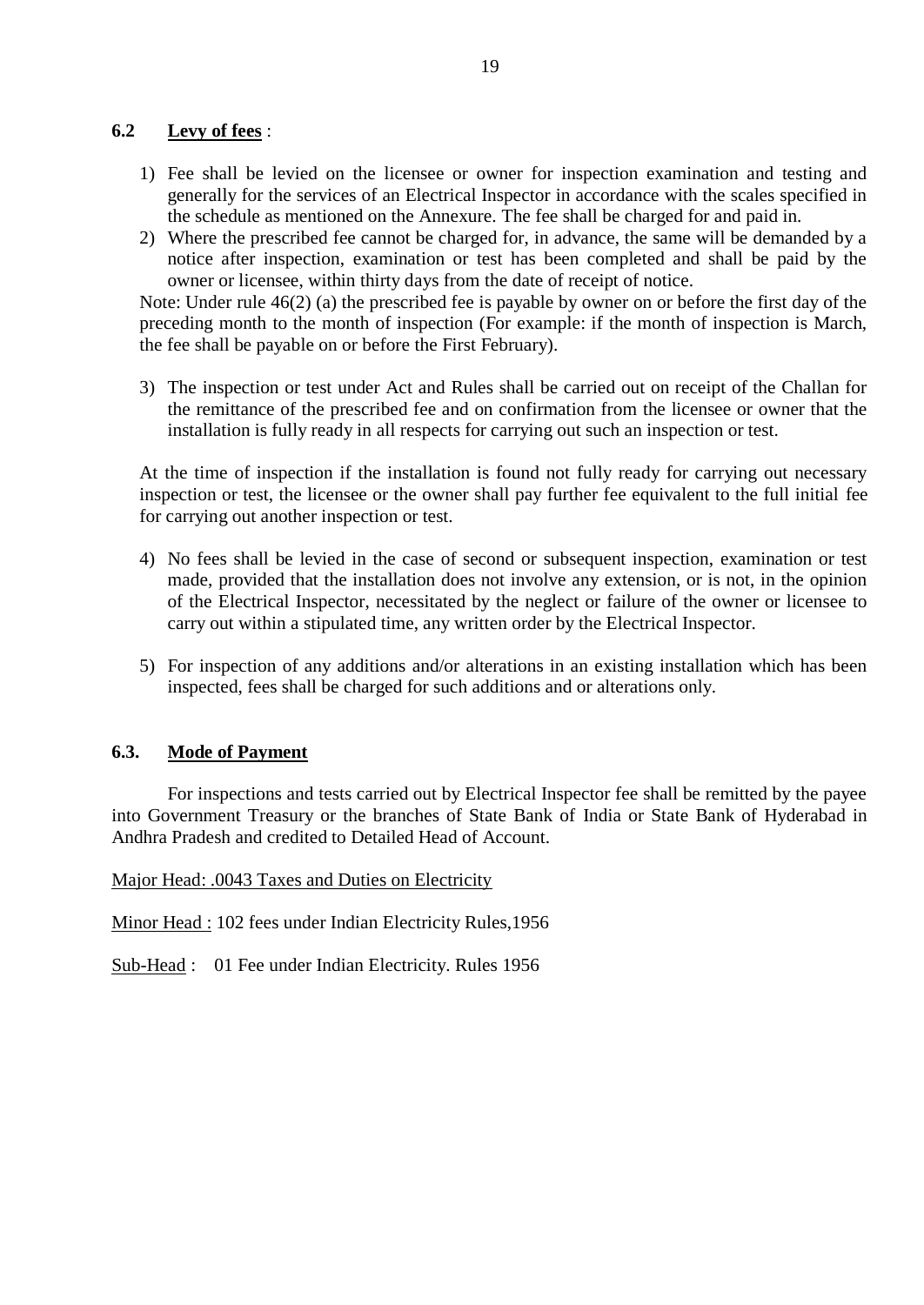### 6.2 **Levy of fees** :

1) Fee shall be levied on the licensee or owner for inspection examination and testing and generally for the services of an Electrical Inspector in accordance with the scales specified in the schedule as mentioned on the Annexure. The fee shall be charged for and paid in.
2) Where the prescribed fee cannot be charged for, in advance, the same will be demanded by a notice after inspection, examination or test has been completed and shall be paid by the owner or licensee, within thirty days from the date of receipt of notice.

Note: Under rule 46(2) (a) the prescribed fee is payable by owner on or before the first day of the preceding month to the month of inspection (For example: if the month of inspection is March, the fee shall be payable on or before the First February).

3) The inspection or test under Act and Rules shall be carried out on receipt of the Challan for the remittance of the prescribed fee and on confirmation from the licensee or owner that the installation is fully ready in all respects for carrying out such an inspection or test.

At the time of inspection if the installation is found not fully ready for carrying out necessary inspection or test, the licensee or the owner shall pay further fee equivalent to the full initial fee for carrying out another inspection or test.

4) No fees shall be levied in the case of second or subsequent inspection, examination or test made, provided that the installation does not involve any extension, or is not, in the opinion of the Electrical Inspector, necessitated by the neglect or failure of the owner or licensee to carry out within a stipulated time, any written order by the Electrical Inspector.

5) For inspection of any additions and/or alterations in an existing installation which has been inspected, fees shall be charged for such additions and or alterations only.

### 6.3. **Mode of Payment**

For inspections and tests carried out by Electrical Inspector fee shall be remitted by the payee into Government Treasury or the branches of State Bank of India or State Bank of Hyderabad in Andhra Pradesh and credited to Detailed Head of Account.

Major Head: .0043 Taxes and Duties on Electricity

Minor Head : 102 fees under Indian Electricity Rules,1956

Sub-Head : 01 Fee under Indian Electricity. Rules 1956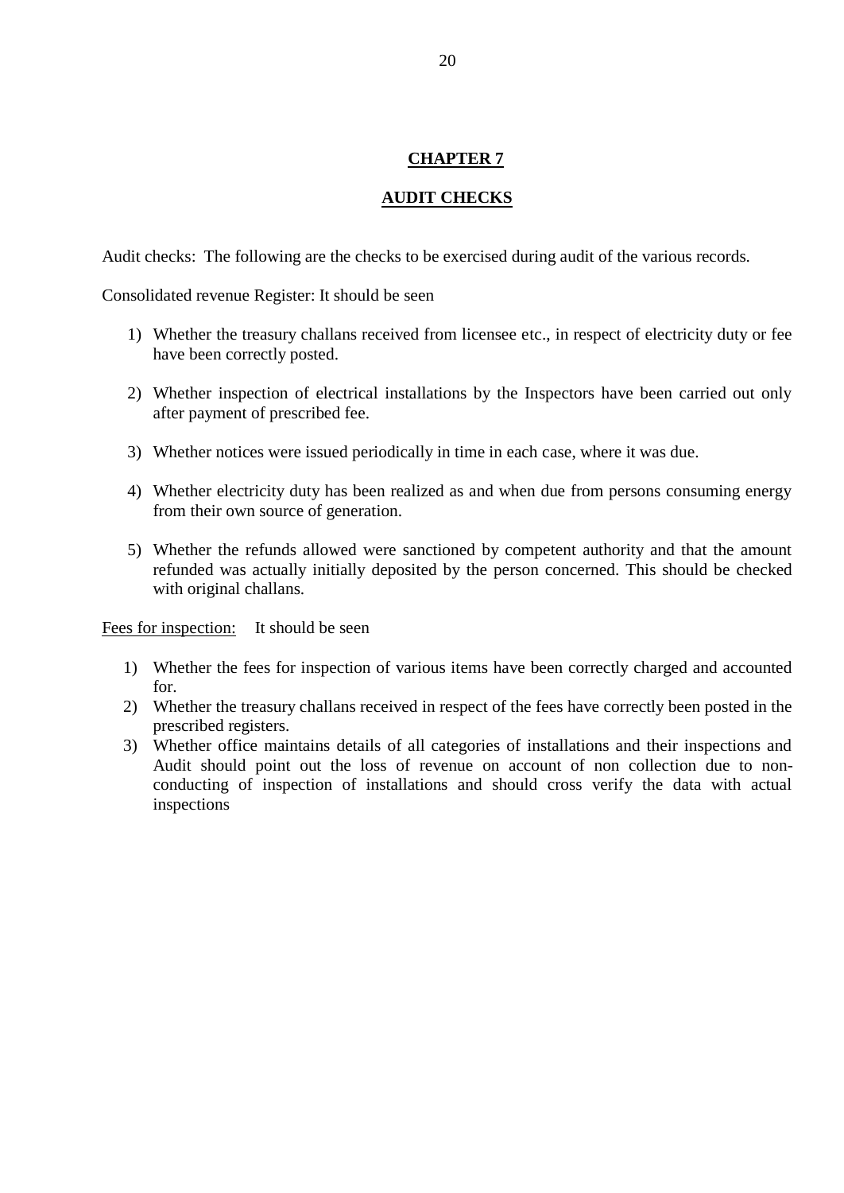# CHAPTER 7

## AUDIT CHECKS

Audit checks: The following are the checks to be exercised during audit of the various records.

Consolidated revenue Register: It should be seen

1) Whether the treasury challans received from licensee etc., in respect of electricity duty or fee have been correctly posted.

2) Whether inspection of electrical installations by the Inspectors have been carried out only after payment of prescribed fee.

3) Whether notices were issued periodically in time in each case, where it was due.

4) Whether electricity duty has been realized as and when due from persons consuming energy from their own source of generation.

5) Whether the refunds allowed were sanctioned by competent authority and that the amount refunded was actually initially deposited by the person concerned. This should be checked with original challans.

Fees for inspection: It should be seen

1) Whether the fees for inspection of various items have been correctly charged and accounted for.
2) Whether the treasury challans received in respect of the fees have correctly been posted in the prescribed registers.
3) Whether office maintains details of all categories of installations and their inspections and Audit should point out the loss of revenue on account of non collection due to non-conducting of inspection of installations and should cross verify the data with actual inspections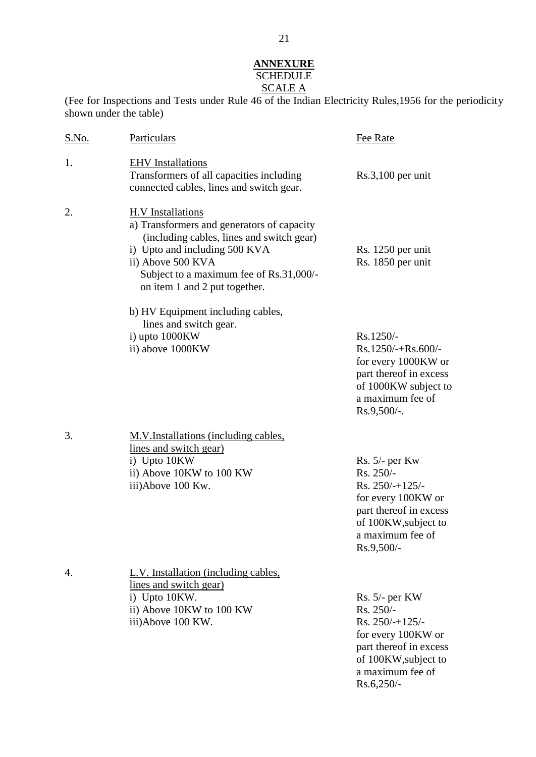# ANNEXURE

## SCHEDULE

## SCALE A

(Fee for Inspections and Tests under Rule 46 of the Indian Electricity Rules,1956 for the periodicity shown under the table)

| S.No. | Particulars | Fee Rate |
|---|---|---|
| 1. | EHV Installations<br>Transformers of all capacities including connected cables, lines and switch gear. | Rs.3,100 per unit |
| 2. | H.V Installations<br>a) Transformers and generators of capacity (including cables, lines and switch gear) | |
| | i) Upto and including 500 KVA | Rs. 1250 per unit |
| | ii) Above 500 KVA<br>Subject to a maximum fee of Rs.31,000/- on item 1 and 2 put together. | Rs. 1850 per unit |
| | b) HV Equipment including cables, lines and switch gear. | |
| | i) upto 1000KW | Rs.1250/- |
| | ii) above 1000KW | Rs.1250/-+Rs.600/- for every 1000KW or part thereof in excess of 1000KW subject to a maximum fee of Rs.9,500/-. |
| 3. | M.V.Installations (including cables, lines and switch gear) | |
| | i) Upto 10KW | Rs. 5/- per Kw |
| | ii) Above 10KW to 100 KW | Rs. 250/- |
| | iii)Above 100 Kw. | Rs. 250/-+125/- for every 100KW or part thereof in excess of 100KW,subject to a maximum fee of Rs.9,500/- |
| 4. | L.V. Installation (including cables, lines and switch gear) | |
| | i) Upto 10KW. | Rs. 5/- per KW |
| | ii) Above 10KW to 100 KW | Rs. 250/- |
| | iii)Above 100 KW. | Rs. 250/-+125/- for every 100KW or part thereof in excess of 100KW,subject to a maximum fee of Rs.6,250/- |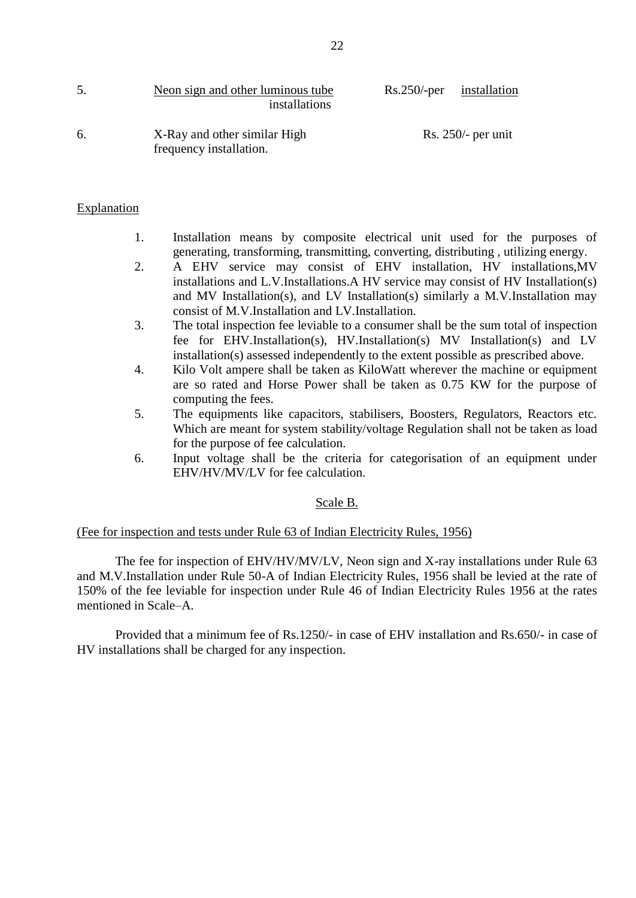| | | |
|---|---|---|
| 5. | Neon sign and other luminous tube installations | Rs.250/-per installation |
| 6. | X-Ray and other similar High frequency installation. | Rs. 250/- per unit |

Explanation

1. Installation means by composite electrical unit used for the purposes of generating, transforming, transmitting, converting, distributing , utilizing energy.
2. A EHV service may consist of EHV installation, HV installations,MV installations and L.V.Installations.A HV service may consist of HV Installation(s) and MV Installation(s), and LV Installation(s) similarly a M.V.Installation may consist of M.V.Installation and LV.Installation.
3. The total inspection fee leviable to a consumer shall be the sum total of inspection fee for EHV.Installation(s), HV.Installation(s) MV Installation(s) and LV installation(s) assessed independently to the extent possible as prescribed above.
4. Kilo Volt ampere shall be taken as KiloWatt wherever the machine or equipment are so rated and Horse Power shall be taken as 0.75 KW for the purpose of computing the fees.
5. The equipments like capacitors, stabilisers, Boosters, Regulators, Reactors etc. Which are meant for system stability/voltage Regulation shall not be taken as load for the purpose of fee calculation.
6. Input voltage shall be the criteria for categorisation of an equipment under EHV/HV/MV/LV for fee calculation.

## Scale B.

(Fee for inspection and tests under Rule 63 of Indian Electricity Rules, 1956)

The fee for inspection of EHV/HV/MV/LV, Neon sign and X-ray installations under Rule 63 and M.V.Installation under Rule 50-A of Indian Electricity Rules, 1956 shall be levied at the rate of 150% of the fee leviable for inspection under Rule 46 of Indian Electricity Rules 1956 at the rates mentioned in Scale–A.

Provided that a minimum fee of Rs.1250/- in case of EHV installation and Rs.650/- in case of HV installations shall be charged for any inspection.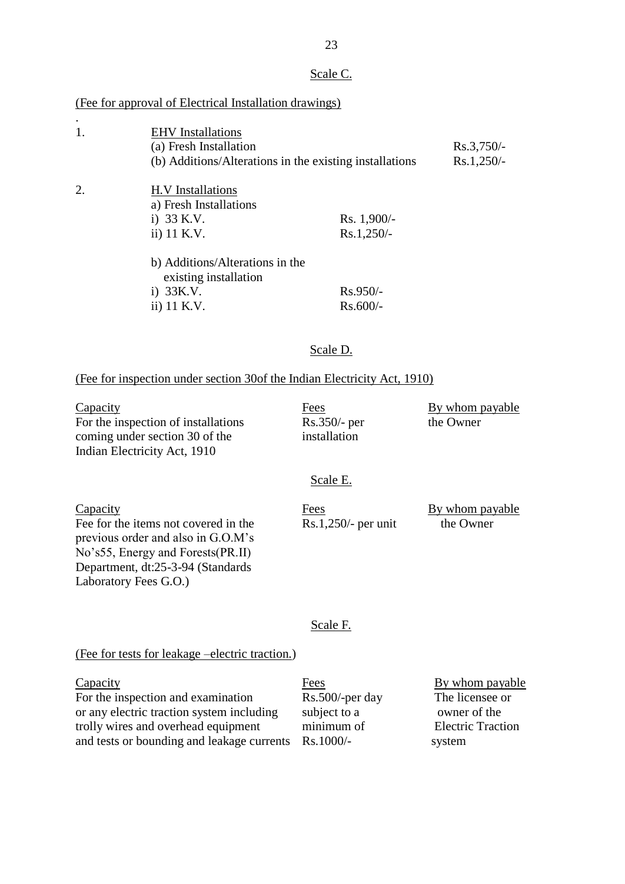## Scale C.

(Fee for approval of Electrical Installation drawings)

.

1. EHV Installations
   - (a) Fresh Installation — Rs.3,750/-
   - (b) Additions/Alterations in the existing installations — Rs.1,250/-

2. H.V Installations
   - a) Fresh Installations
     - i) 33 K.V. — Rs. 1,900/-
     - ii) 11 K.V. — Rs.1,250/-
   - b) Additions/Alterations in the existing installation
     - i) 33K.V. — Rs.950/-
     - ii) 11 K.V. — Rs.600/-

## Scale D.

(Fee for inspection under section 30of the Indian Electricity Act, 1910)

| Capacity | Fees | By whom payable |
|---|---|---|
| For the inspection of installations coming under section 30 of the Indian Electricity Act, 1910 | Rs.350/- per installation | the Owner |

## Scale E.

| Capacity | Fees | By whom payable |
|---|---|---|
| Fee for the items not covered in the previous order and also in G.O.M's No's55, Energy and Forests(PR.II) Department, dt:25-3-94 (Standards Laboratory Fees G.O.) | Rs.1,250/- per unit | the Owner |

## Scale F.

(Fee for tests for leakage –electric traction.)

| Capacity | Fees | By whom payable |
|---|---|---|
| For the inspection and examination or any electric traction system including trolly wires and overhead equipment and tests or bounding and leakage currents | Rs.500/-per day subject to a minimum of Rs.1000/- | The licensee or owner of the Electric Traction system |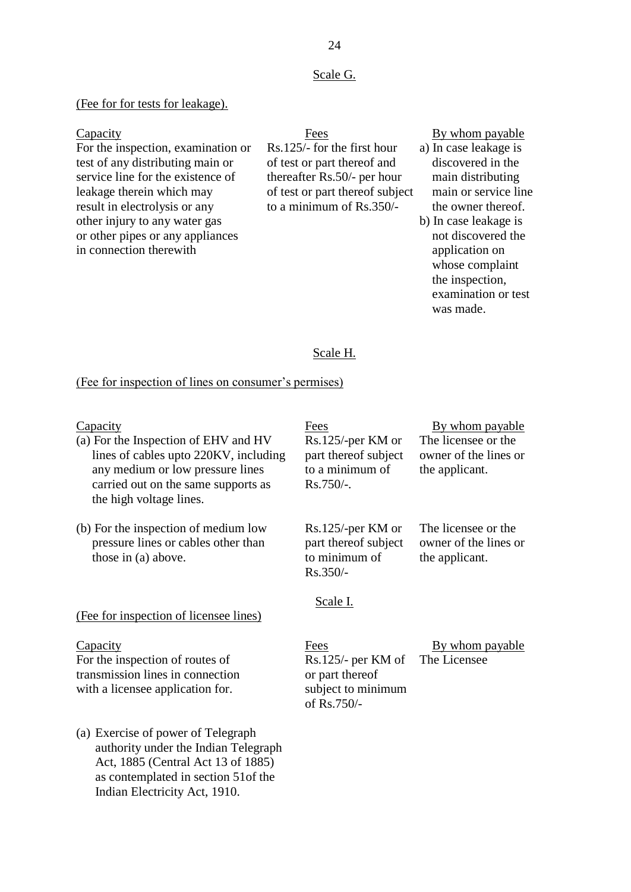## Scale G.

(Fee for for tests for leakage).

| Capacity | Fees | By whom payable |
|---|---|---|
| For the inspection, examination or test of any distributing main or service line for the existence of leakage therein which may result in electrolysis or any other injury to any water gas or other pipes or any appliances in connection therewith | Rs.125/- for the first hour of test or part thereof and thereafter Rs.50/- per hour of test or part thereof subject to a minimum of Rs.350/- | a) In case leakage is discovered in the main distributing main or service line the owner thereof.<br>b) In case leakage is not discovered the application on whose complaint the inspection, examination or test was made. |

## Scale H.

(Fee for inspection of lines on consumer's permises)

| Capacity | Fees | By whom payable |
|---|---|---|
| (a) For the Inspection of EHV and HV lines of cables upto 220KV, including any medium or low pressure lines carried out on the same supports as the high voltage lines. | Rs.125/-per KM or part thereof subject to a minimum of Rs.750/-. | The licensee or the owner of the lines or the applicant. |
| (b) For the inspection of medium low pressure lines or cables other than those in (a) above. | Rs.125/-per KM or part thereof subject to minimum of Rs.350/- | The licensee or the owner of the lines or the applicant. |

## Scale I.

(Fee for inspection of licensee lines)

| Capacity | Fees | By whom payable |
|---|---|---|
| For the inspection of routes of transmission lines in connection with a licensee application for. | Rs.125/- per KM of or part thereof subject to minimum of Rs.750/- | The Licensee |

(a) Exercise of power of Telegraph authority under the Indian Telegraph Act, 1885 (Central Act 13 of 1885) as contemplated in section 51of the Indian Electricity Act, 1910.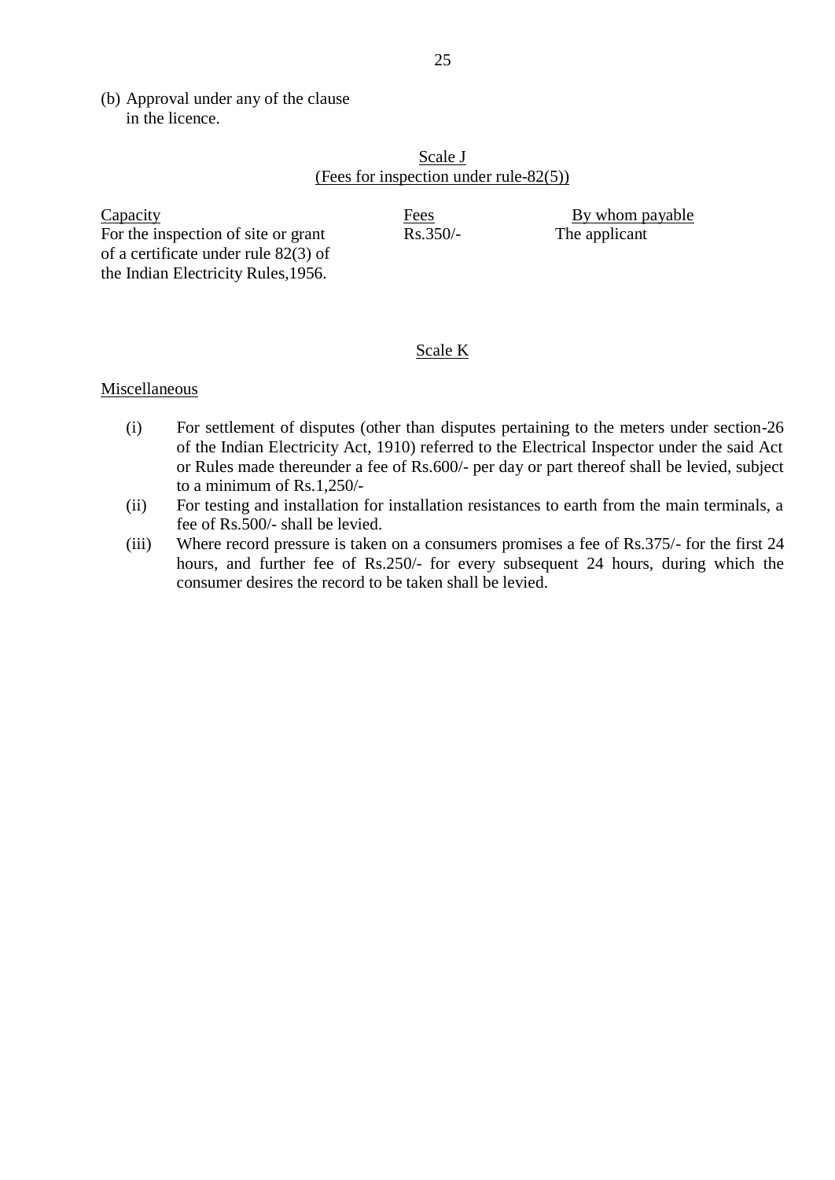(b) Approval under any of the clause in the licence.

## Scale J

(Fees for inspection under rule-82(5))

| Capacity | Fees | By whom payable |
|---|---|---|
| For the inspection of site or grant of a certificate under rule 82(3) of the Indian Electricity Rules,1956. | Rs.350/- | The applicant |

## Scale K

Miscellaneous

(i) For settlement of disputes (other than disputes pertaining to the meters under section-26 of the Indian Electricity Act, 1910) referred to the Electrical Inspector under the said Act or Rules made thereunder a fee of Rs.600/- per day or part thereof shall be levied, subject to a minimum of Rs.1,250/-

(ii) For testing and installation for installation resistances to earth from the main terminals, a fee of Rs.500/- shall be levied.

(iii) Where record pressure is taken on a consumers promises a fee of Rs.375/- for the first 24 hours, and further fee of Rs.250/- for every subsequent 24 hours, during which the consumer desires the record to be taken shall be levied.